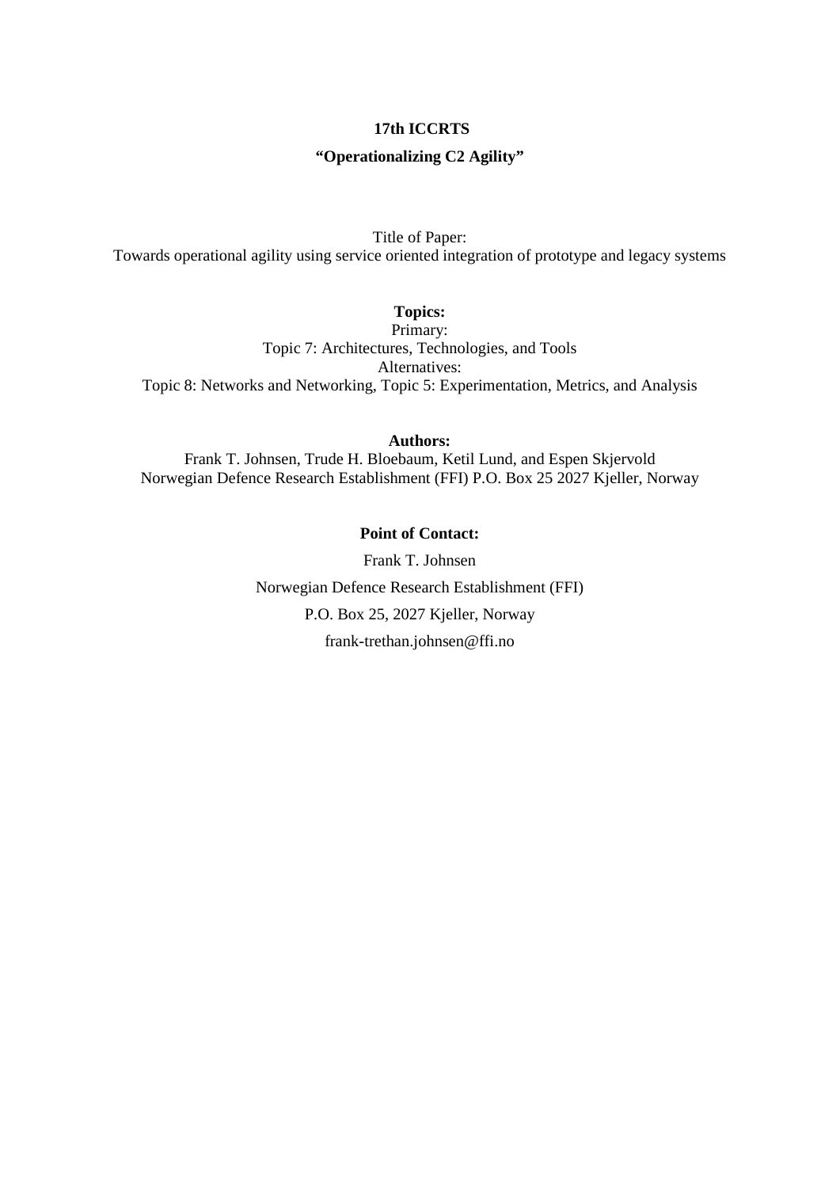**17th ICCRTS**

**"Operationalizing C2 Agility"**

Title of Paper:
Towards operational agility using service oriented integration of prototype and legacy systems

**Topics:**
Primary:
Topic 7: Architectures, Technologies, and Tools
Alternatives:
Topic 8: Networks and Networking, Topic 5: Experimentation, Metrics, and Analysis

**Authors:**
Frank T. Johnsen, Trude H. Bloebaum, Ketil Lund, and Espen Skjervold
Norwegian Defence Research Establishment (FFI) P.O. Box 25 2027 Kjeller, Norway

**Point of Contact:**

Frank T. Johnsen

Norwegian Defence Research Establishment (FFI)

P.O. Box 25, 2027 Kjeller, Norway

frank-trethan.johnsen@ffi.no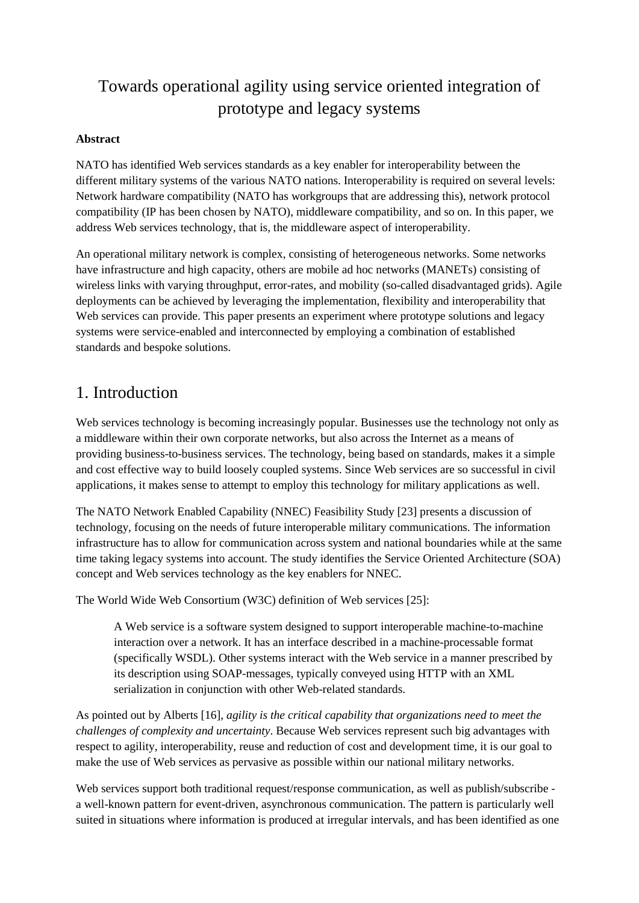# Towards operational agility using service oriented integration of prototype and legacy systems

**Abstract**

NATO has identified Web services standards as a key enabler for interoperability between the different military systems of the various NATO nations. Interoperability is required on several levels: Network hardware compatibility (NATO has workgroups that are addressing this), network protocol compatibility (IP has been chosen by NATO), middleware compatibility, and so on. In this paper, we address Web services technology, that is, the middleware aspect of interoperability.

An operational military network is complex, consisting of heterogeneous networks. Some networks have infrastructure and high capacity, others are mobile ad hoc networks (MANETs) consisting of wireless links with varying throughput, error-rates, and mobility (so-called disadvantaged grids). Agile deployments can be achieved by leveraging the implementation, flexibility and interoperability that Web services can provide. This paper presents an experiment where prototype solutions and legacy systems were service-enabled and interconnected by employing a combination of established standards and bespoke solutions.

## 1. Introduction

Web services technology is becoming increasingly popular. Businesses use the technology not only as a middleware within their own corporate networks, but also across the Internet as a means of providing business-to-business services. The technology, being based on standards, makes it a simple and cost effective way to build loosely coupled systems. Since Web services are so successful in civil applications, it makes sense to attempt to employ this technology for military applications as well.

The NATO Network Enabled Capability (NNEC) Feasibility Study [23] presents a discussion of technology, focusing on the needs of future interoperable military communications. The information infrastructure has to allow for communication across system and national boundaries while at the same time taking legacy systems into account. The study identifies the Service Oriented Architecture (SOA) concept and Web services technology as the key enablers for NNEC.

The World Wide Web Consortium (W3C) definition of Web services [25]:

> A Web service is a software system designed to support interoperable machine-to-machine interaction over a network. It has an interface described in a machine-processable format (specifically WSDL). Other systems interact with the Web service in a manner prescribed by its description using SOAP-messages, typically conveyed using HTTP with an XML serialization in conjunction with other Web-related standards.

As pointed out by Alberts [16], *agility is the critical capability that organizations need to meet the challenges of complexity and uncertainty*. Because Web services represent such big advantages with respect to agility, interoperability, reuse and reduction of cost and development time, it is our goal to make the use of Web services as pervasive as possible within our national military networks.

Web services support both traditional request/response communication, as well as publish/subscribe - a well-known pattern for event-driven, asynchronous communication. The pattern is particularly well suited in situations where information is produced at irregular intervals, and has been identified as one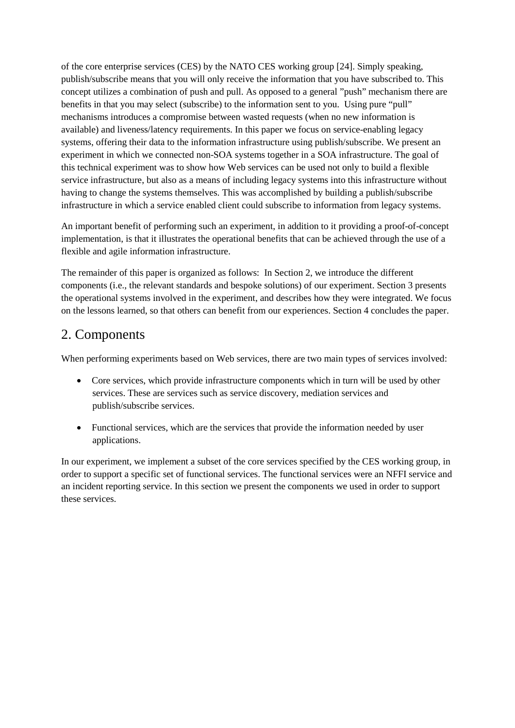of the core enterprise services (CES) by the NATO CES working group [24]. Simply speaking, publish/subscribe means that you will only receive the information that you have subscribed to. This concept utilizes a combination of push and pull. As opposed to a general "push" mechanism there are benefits in that you may select (subscribe) to the information sent to you. Using pure "pull" mechanisms introduces a compromise between wasted requests (when no new information is available) and liveness/latency requirements. In this paper we focus on service-enabling legacy systems, offering their data to the information infrastructure using publish/subscribe. We present an experiment in which we connected non-SOA systems together in a SOA infrastructure. The goal of this technical experiment was to show how Web services can be used not only to build a flexible service infrastructure, but also as a means of including legacy systems into this infrastructure without having to change the systems themselves. This was accomplished by building a publish/subscribe infrastructure in which a service enabled client could subscribe to information from legacy systems.

An important benefit of performing such an experiment, in addition to it providing a proof-of-concept implementation, is that it illustrates the operational benefits that can be achieved through the use of a flexible and agile information infrastructure.

The remainder of this paper is organized as follows: In Section 2, we introduce the different components (i.e., the relevant standards and bespoke solutions) of our experiment. Section 3 presents the operational systems involved in the experiment, and describes how they were integrated. We focus on the lessons learned, so that others can benefit from our experiences. Section 4 concludes the paper.

## 2. Components

When performing experiments based on Web services, there are two main types of services involved:

- Core services, which provide infrastructure components which in turn will be used by other services. These are services such as service discovery, mediation services and publish/subscribe services.
- Functional services, which are the services that provide the information needed by user applications.

In our experiment, we implement a subset of the core services specified by the CES working group, in order to support a specific set of functional services. The functional services were an NFFI service and an incident reporting service. In this section we present the components we used in order to support these services.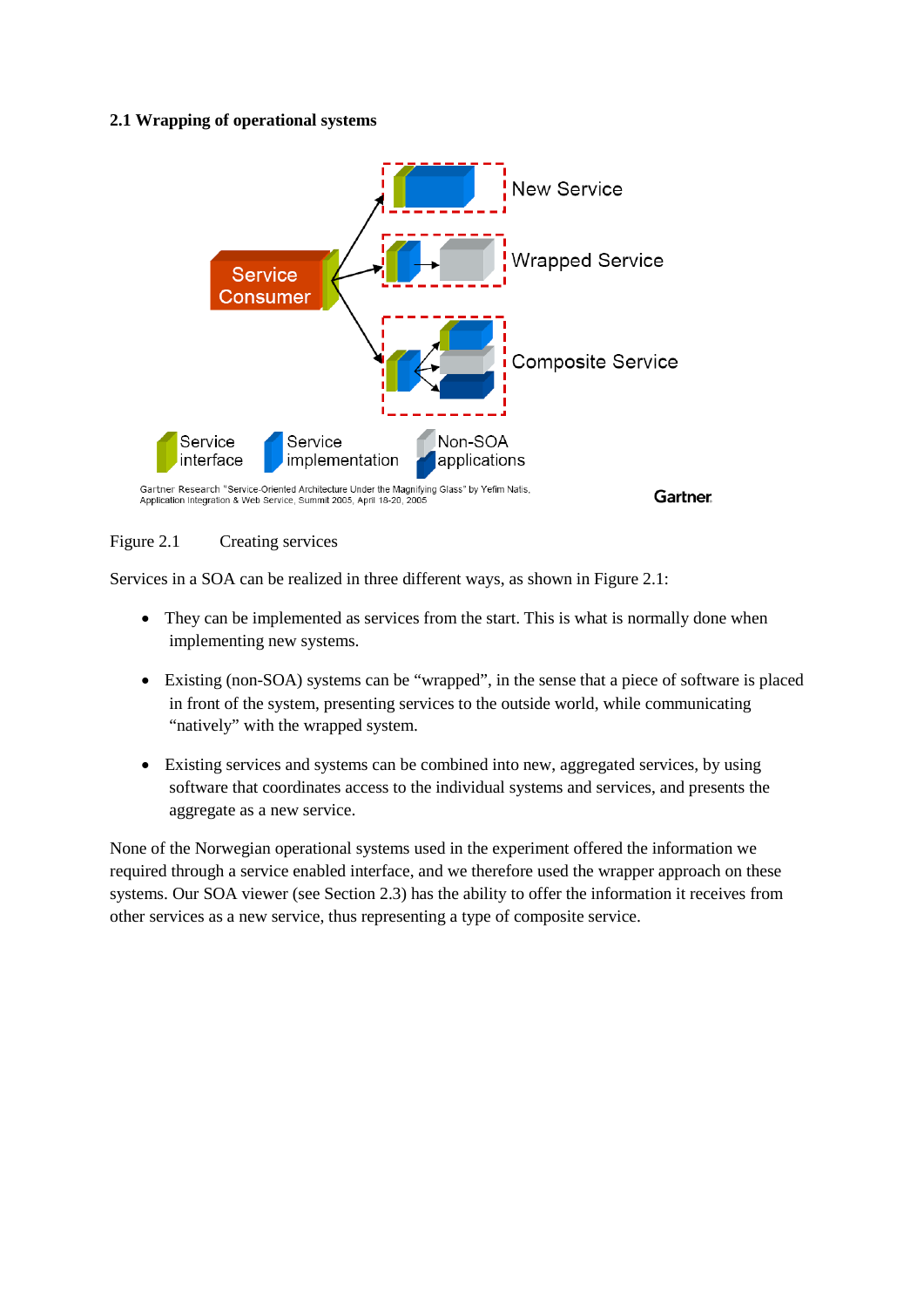### 2.1 Wrapping of operational systems

Figure 2.1 Creating services

Services in a SOA can be realized in three different ways, as shown in Figure 2.1:

- They can be implemented as services from the start. This is what is normally done when implementing new systems.
- Existing (non-SOA) systems can be "wrapped", in the sense that a piece of software is placed in front of the system, presenting services to the outside world, while communicating "natively" with the wrapped system.
- Existing services and systems can be combined into new, aggregated services, by using software that coordinates access to the individual systems and services, and presents the aggregate as a new service.

None of the Norwegian operational systems used in the experiment offered the information we required through a service enabled interface, and we therefore used the wrapper approach on these systems. Our SOA viewer (see Section 2.3) has the ability to offer the information it receives from other services as a new service, thus representing a type of composite service.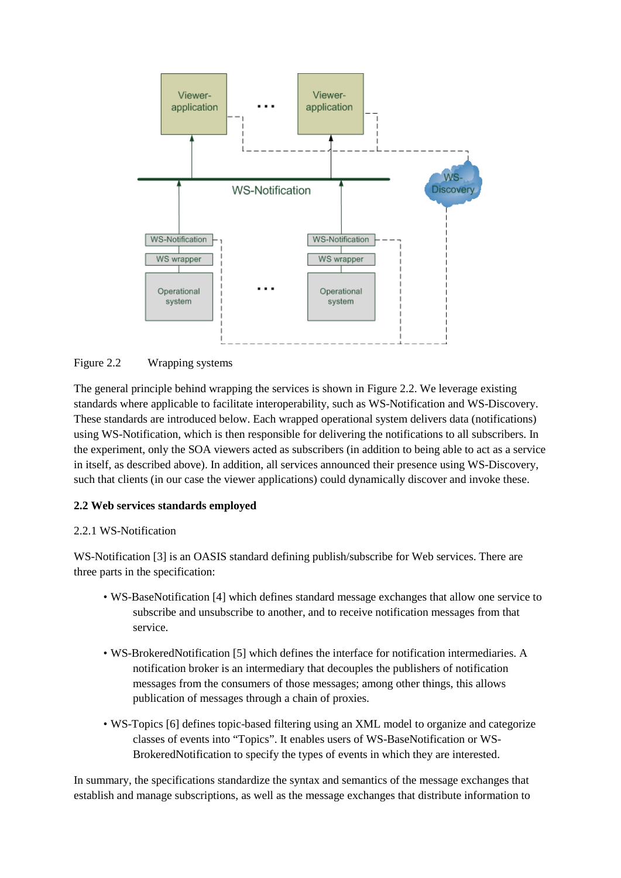Figure 2.2 Wrapping systems

The general principle behind wrapping the services is shown in Figure 2.2. We leverage existing standards where applicable to facilitate interoperability, such as WS-Notification and WS-Discovery. These standards are introduced below. Each wrapped operational system delivers data (notifications) using WS-Notification, which is then responsible for delivering the notifications to all subscribers. In the experiment, only the SOA viewers acted as subscribers (in addition to being able to act as a service in itself, as described above). In addition, all services announced their presence using WS-Discovery, such that clients (in our case the viewer applications) could dynamically discover and invoke these.

### 2.2 Web services standards employed

#### 2.2.1 WS-Notification

WS-Notification [3] is an OASIS standard defining publish/subscribe for Web services. There are three parts in the specification:

- WS-BaseNotification [4] which defines standard message exchanges that allow one service to subscribe and unsubscribe to another, and to receive notification messages from that service.
- WS-BrokeredNotification [5] which defines the interface for notification intermediaries. A notification broker is an intermediary that decouples the publishers of notification messages from the consumers of those messages; among other things, this allows publication of messages through a chain of proxies.
- WS-Topics [6] defines topic-based filtering using an XML model to organize and categorize classes of events into "Topics". It enables users of WS-BaseNotification or WS-BrokeredNotification to specify the types of events in which they are interested.

In summary, the specifications standardize the syntax and semantics of the message exchanges that establish and manage subscriptions, as well as the message exchanges that distribute information to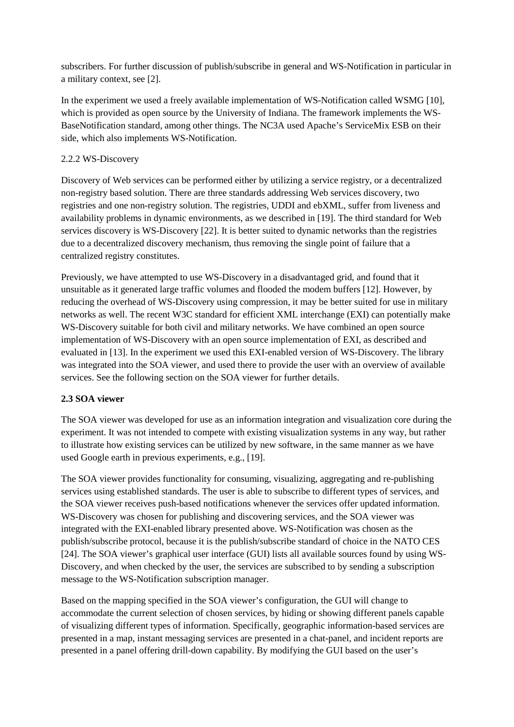subscribers. For further discussion of publish/subscribe in general and WS-Notification in particular in a military context, see [2].

In the experiment we used a freely available implementation of WS-Notification called WSMG [10], which is provided as open source by the University of Indiana. The framework implements the WS-BaseNotification standard, among other things. The NC3A used Apache's ServiceMix ESB on their side, which also implements WS-Notification.

### 2.2.2 WS-Discovery

Discovery of Web services can be performed either by utilizing a service registry, or a decentralized non-registry based solution. There are three standards addressing Web services discovery, two registries and one non-registry solution. The registries, UDDI and ebXML, suffer from liveness and availability problems in dynamic environments, as we described in [19]. The third standard for Web services discovery is WS-Discovery [22]. It is better suited to dynamic networks than the registries due to a decentralized discovery mechanism, thus removing the single point of failure that a centralized registry constitutes.

Previously, we have attempted to use WS-Discovery in a disadvantaged grid, and found that it unsuitable as it generated large traffic volumes and flooded the modem buffers [12]. However, by reducing the overhead of WS-Discovery using compression, it may be better suited for use in military networks as well. The recent W3C standard for efficient XML interchange (EXI) can potentially make WS-Discovery suitable for both civil and military networks. We have combined an open source implementation of WS-Discovery with an open source implementation of EXI, as described and evaluated in [13]. In the experiment we used this EXI-enabled version of WS-Discovery. The library was integrated into the SOA viewer, and used there to provide the user with an overview of available services. See the following section on the SOA viewer for further details.

## 2.3 SOA viewer

The SOA viewer was developed for use as an information integration and visualization core during the experiment. It was not intended to compete with existing visualization systems in any way, but rather to illustrate how existing services can be utilized by new software, in the same manner as we have used Google earth in previous experiments, e.g., [19].

The SOA viewer provides functionality for consuming, visualizing, aggregating and re-publishing services using established standards. The user is able to subscribe to different types of services, and the SOA viewer receives push-based notifications whenever the services offer updated information. WS-Discovery was chosen for publishing and discovering services, and the SOA viewer was integrated with the EXI-enabled library presented above. WS-Notification was chosen as the publish/subscribe protocol, because it is the publish/subscribe standard of choice in the NATO CES [24]. The SOA viewer's graphical user interface (GUI) lists all available sources found by using WS-Discovery, and when checked by the user, the services are subscribed to by sending a subscription message to the WS-Notification subscription manager.

Based on the mapping specified in the SOA viewer's configuration, the GUI will change to accommodate the current selection of chosen services, by hiding or showing different panels capable of visualizing different types of information. Specifically, geographic information-based services are presented in a map, instant messaging services are presented in a chat-panel, and incident reports are presented in a panel offering drill-down capability. By modifying the GUI based on the user's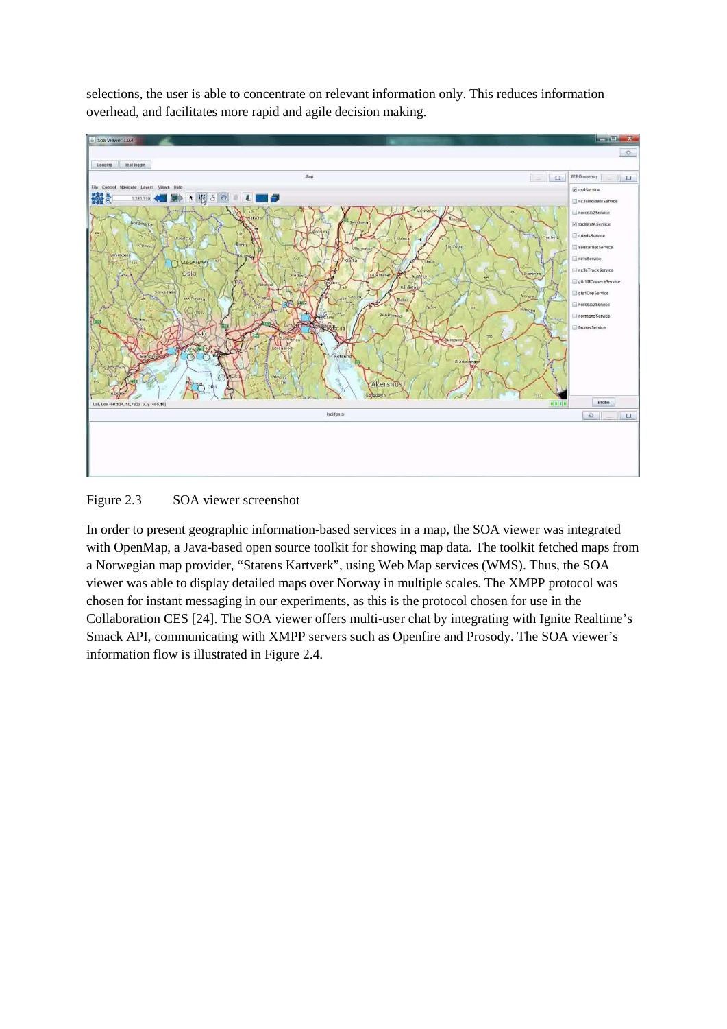selections, the user is able to concentrate on relevant information only. This reduces information overhead, and facilitates more rapid and agile decision making.

Figure 2.3 SOA viewer screenshot

In order to present geographic information-based services in a map, the SOA viewer was integrated with OpenMap, a Java-based open source toolkit for showing map data. The toolkit fetched maps from a Norwegian map provider, "Statens Kartverk", using Web Map services (WMS). Thus, the SOA viewer was able to display detailed maps over Norway in multiple scales. The XMPP protocol was chosen for instant messaging in our experiments, as this is the protocol chosen for use in the Collaboration CES [24]. The SOA viewer offers multi-user chat by integrating with Ignite Realtime's Smack API, communicating with XMPP servers such as Openfire and Prosody. The SOA viewer's information flow is illustrated in Figure 2.4.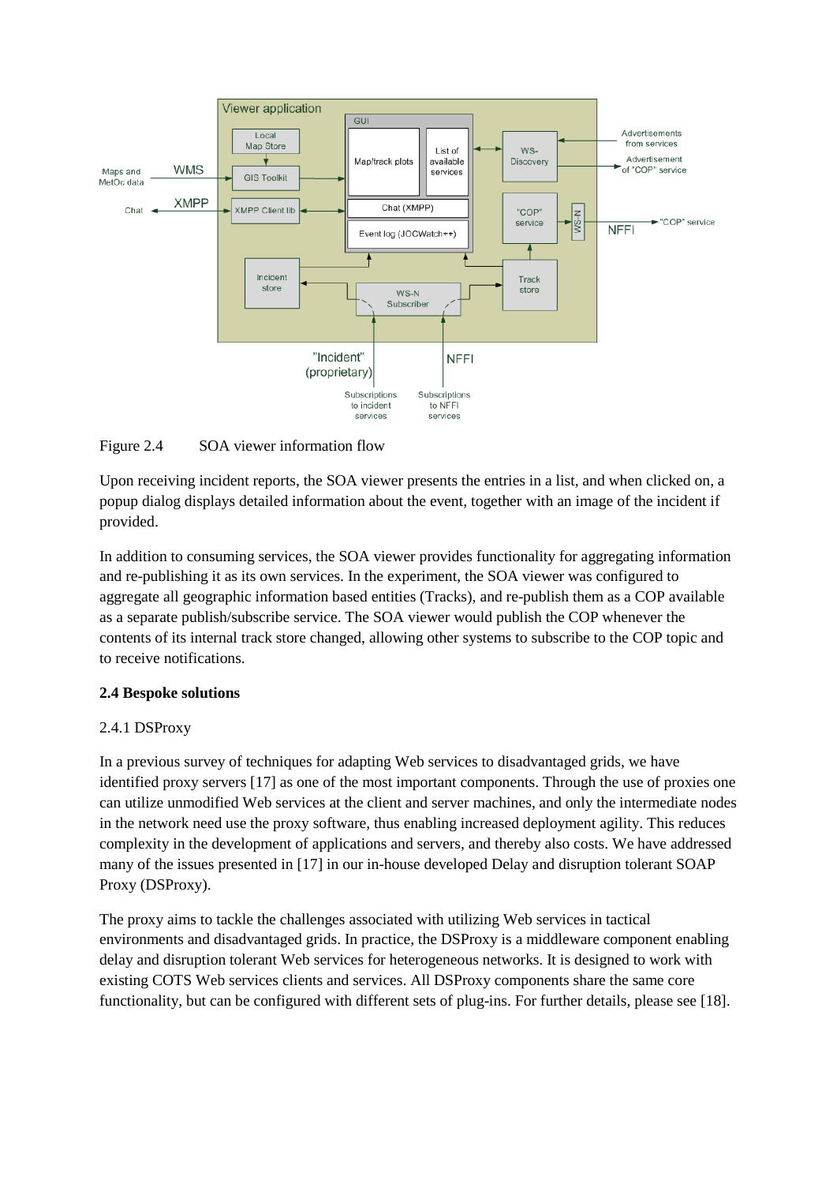Figure 2.4 SOA viewer information flow

Upon receiving incident reports, the SOA viewer presents the entries in a list, and when clicked on, a popup dialog displays detailed information about the event, together with an image of the incident if provided.

In addition to consuming services, the SOA viewer provides functionality for aggregating information and re-publishing it as its own services. In the experiment, the SOA viewer was configured to aggregate all geographic information based entities (Tracks), and re-publish them as a COP available as a separate publish/subscribe service. The SOA viewer would publish the COP whenever the contents of its internal track store changed, allowing other systems to subscribe to the COP topic and to receive notifications.

**2.4 Bespoke solutions**

2.4.1 DSProxy

In a previous survey of techniques for adapting Web services to disadvantaged grids, we have identified proxy servers [17] as one of the most important components. Through the use of proxies one can utilize unmodified Web services at the client and server machines, and only the intermediate nodes in the network need use the proxy software, thus enabling increased deployment agility. This reduces complexity in the development of applications and servers, and thereby also costs. We have addressed many of the issues presented in [17] in our in-house developed Delay and disruption tolerant SOAP Proxy (DSProxy).

The proxy aims to tackle the challenges associated with utilizing Web services in tactical environments and disadvantaged grids. In practice, the DSProxy is a middleware component enabling delay and disruption tolerant Web services for heterogeneous networks. It is designed to work with existing COTS Web services clients and services. All DSProxy components share the same core functionality, but can be configured with different sets of plug-ins. For further details, please see [18].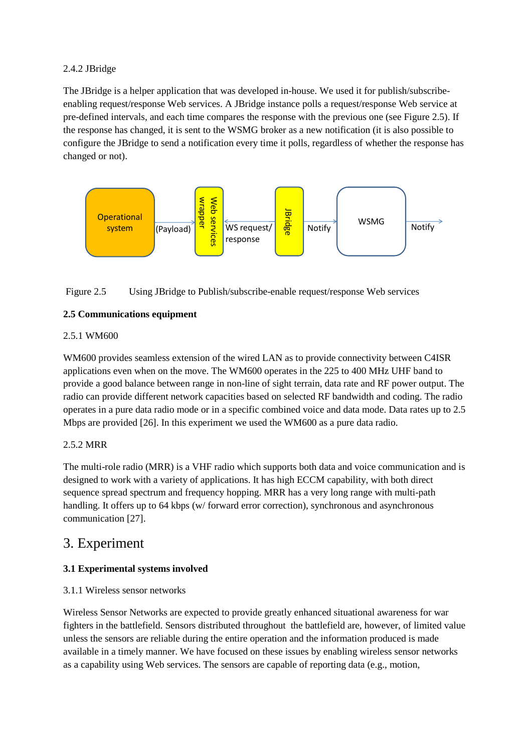2.4.2 JBridge

The JBridge is a helper application that was developed in-house. We used it for publish/subscribe-enabling request/response Web services. A JBridge instance polls a request/response Web service at pre-defined intervals, and each time compares the response with the previous one (see Figure 2.5). If the response has changed, it is sent to the WSMG broker as a new notification (it is also possible to configure the JBridge to send a notification every time it polls, regardless of whether the response has changed or not).

Figure 2.5 Using JBridge to Publish/subscribe-enable request/response Web services

**2.5 Communications equipment**

2.5.1 WM600

WM600 provides seamless extension of the wired LAN as to provide connectivity between C4ISR applications even when on the move. The WM600 operates in the 225 to 400 MHz UHF band to provide a good balance between range in non-line of sight terrain, data rate and RF power output. The radio can provide different network capacities based on selected RF bandwidth and coding. The radio operates in a pure data radio mode or in a specific combined voice and data mode. Data rates up to 2.5 Mbps are provided [26]. In this experiment we used the WM600 as a pure data radio.

2.5.2 MRR

The multi-role radio (MRR) is a VHF radio which supports both data and voice communication and is designed to work with a variety of applications. It has high ECCM capability, with both direct sequence spread spectrum and frequency hopping. MRR has a very long range with multi-path handling. It offers up to 64 kbps (w/ forward error correction), synchronous and asynchronous communication [27].

# 3. Experiment

**3.1 Experimental systems involved**

3.1.1 Wireless sensor networks

Wireless Sensor Networks are expected to provide greatly enhanced situational awareness for war fighters in the battlefield. Sensors distributed throughout the battlefield are, however, of limited value unless the sensors are reliable during the entire operation and the information produced is made available in a timely manner. We have focused on these issues by enabling wireless sensor networks as a capability using Web services. The sensors are capable of reporting data (e.g., motion,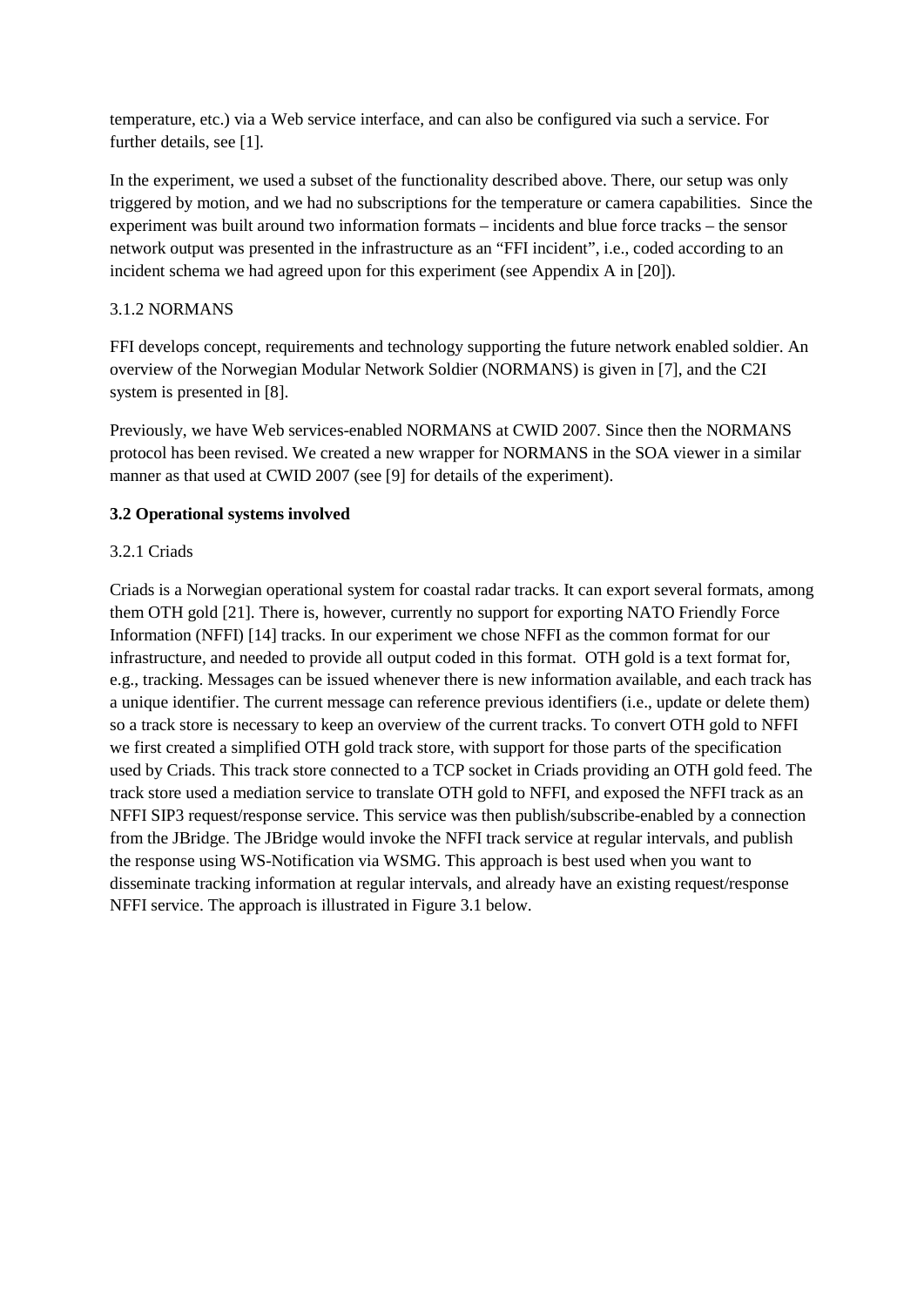temperature, etc.) via a Web service interface, and can also be configured via such a service. For further details, see [1].

In the experiment, we used a subset of the functionality described above. There, our setup was only triggered by motion, and we had no subscriptions for the temperature or camera capabilities. Since the experiment was built around two information formats – incidents and blue force tracks – the sensor network output was presented in the infrastructure as an "FFI incident", i.e., coded according to an incident schema we had agreed upon for this experiment (see Appendix A in [20]).

#### 3.1.2 NORMANS

FFI develops concept, requirements and technology supporting the future network enabled soldier. An overview of the Norwegian Modular Network Soldier (NORMANS) is given in [7], and the C2I system is presented in [8].

Previously, we have Web services-enabled NORMANS at CWID 2007. Since then the NORMANS protocol has been revised. We created a new wrapper for NORMANS in the SOA viewer in a similar manner as that used at CWID 2007 (see [9] for details of the experiment).

### 3.2 Operational systems involved

#### 3.2.1 Criads

Criads is a Norwegian operational system for coastal radar tracks. It can export several formats, among them OTH gold [21]. There is, however, currently no support for exporting NATO Friendly Force Information (NFFI) [14] tracks. In our experiment we chose NFFI as the common format for our infrastructure, and needed to provide all output coded in this format. OTH gold is a text format for, e.g., tracking. Messages can be issued whenever there is new information available, and each track has a unique identifier. The current message can reference previous identifiers (i.e., update or delete them) so a track store is necessary to keep an overview of the current tracks. To convert OTH gold to NFFI we first created a simplified OTH gold track store, with support for those parts of the specification used by Criads. This track store connected to a TCP socket in Criads providing an OTH gold feed. The track store used a mediation service to translate OTH gold to NFFI, and exposed the NFFI track as an NFFI SIP3 request/response service. This service was then publish/subscribe-enabled by a connection from the JBridge. The JBridge would invoke the NFFI track service at regular intervals, and publish the response using WS-Notification via WSMG. This approach is best used when you want to disseminate tracking information at regular intervals, and already have an existing request/response NFFI service. The approach is illustrated in Figure 3.1 below.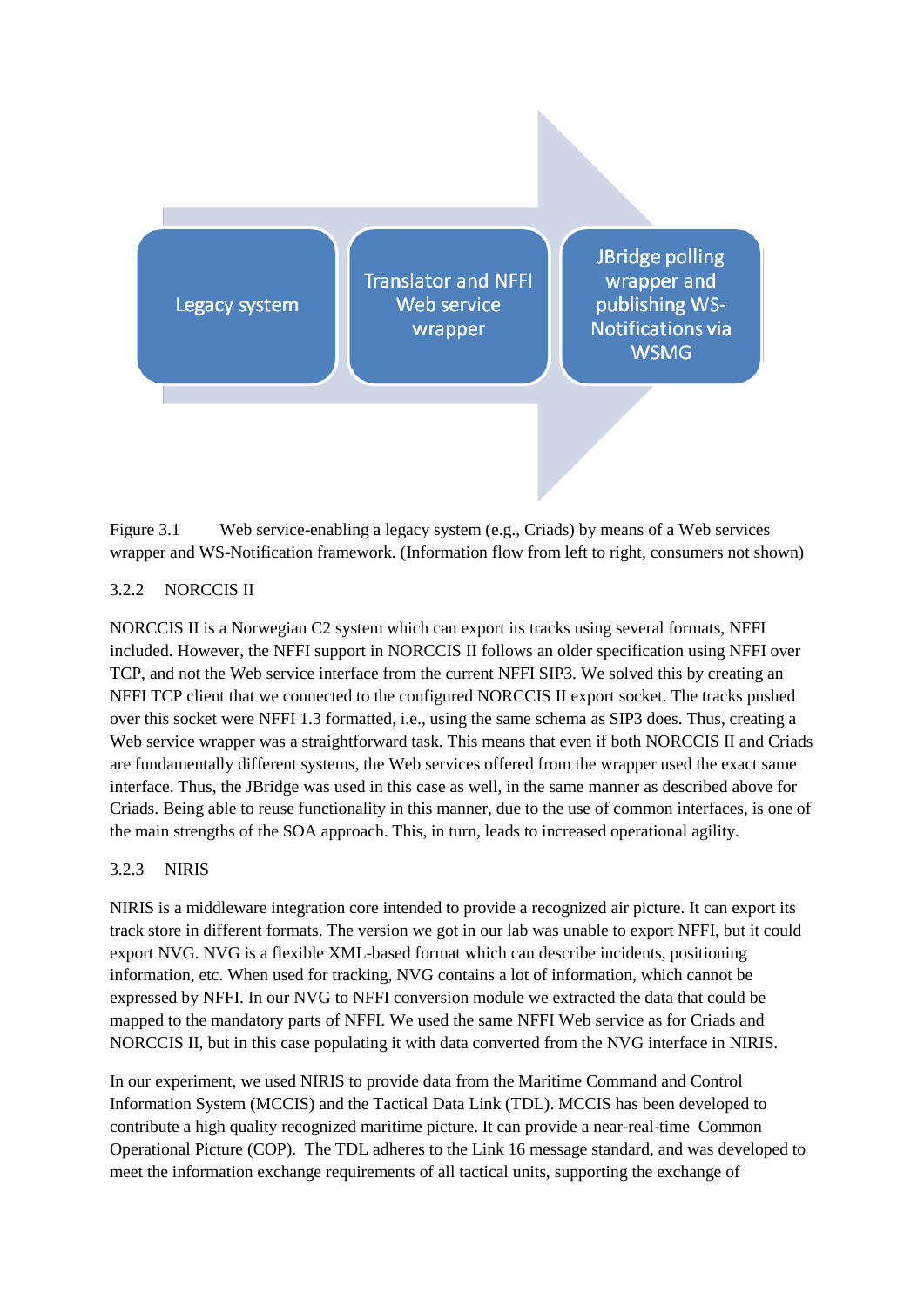Legacy system

Translator and NFFI Web service wrapper

JBridge polling wrapper and publishing WS-Notifications via WSMG

Figure 3.1 Web service-enabling a legacy system (e.g., Criads) by means of a Web services wrapper and WS-Notification framework. (Information flow from left to right, consumers not shown)

### 3.2.2 NORCCIS II

NORCCIS II is a Norwegian C2 system which can export its tracks using several formats, NFFI included. However, the NFFI support in NORCCIS II follows an older specification using NFFI over TCP, and not the Web service interface from the current NFFI SIP3. We solved this by creating an NFFI TCP client that we connected to the configured NORCCIS II export socket. The tracks pushed over this socket were NFFI 1.3 formatted, i.e., using the same schema as SIP3 does. Thus, creating a Web service wrapper was a straightforward task. This means that even if both NORCCIS II and Criads are fundamentally different systems, the Web services offered from the wrapper used the exact same interface. Thus, the JBridge was used in this case as well, in the same manner as described above for Criads. Being able to reuse functionality in this manner, due to the use of common interfaces, is one of the main strengths of the SOA approach. This, in turn, leads to increased operational agility.

### 3.2.3 NIRIS

NIRIS is a middleware integration core intended to provide a recognized air picture. It can export its track store in different formats. The version we got in our lab was unable to export NFFI, but it could export NVG. NVG is a flexible XML-based format which can describe incidents, positioning information, etc. When used for tracking, NVG contains a lot of information, which cannot be expressed by NFFI. In our NVG to NFFI conversion module we extracted the data that could be mapped to the mandatory parts of NFFI. We used the same NFFI Web service as for Criads and NORCCIS II, but in this case populating it with data converted from the NVG interface in NIRIS.

In our experiment, we used NIRIS to provide data from the Maritime Command and Control Information System (MCCIS) and the Tactical Data Link (TDL). MCCIS has been developed to contribute a high quality recognized maritime picture. It can provide a near-real-time Common Operational Picture (COP). The TDL adheres to the Link 16 message standard, and was developed to meet the information exchange requirements of all tactical units, supporting the exchange of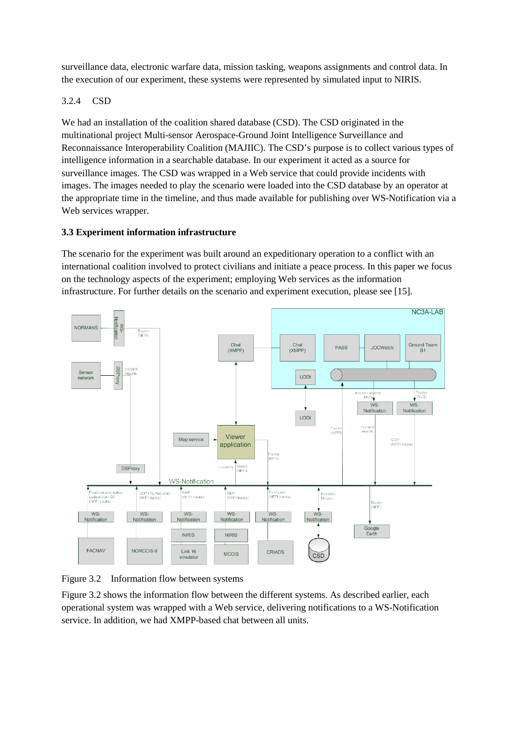surveillance data, electronic warfare data, mission tasking, weapons assignments and control data. In the execution of our experiment, these systems were represented by simulated input to NIRIS.

3.2.4 CSD

We had an installation of the coalition shared database (CSD). The CSD originated in the multinational project Multi-sensor Aerospace-Ground Joint Intelligence Surveillance and Reconnaissance Interoperability Coalition (MAJIIC). The CSD's purpose is to collect various types of intelligence information in a searchable database. In our experiment it acted as a source for surveillance images. The CSD was wrapped in a Web service that could provide incidents with images. The images needed to play the scenario were loaded into the CSD database by an operator at the appropriate time in the timeline, and thus made available for publishing over WS-Notification via a Web services wrapper.

### 3.3 Experiment information infrastructure

The scenario for the experiment was built around an expeditionary operation to a conflict with an international coalition involved to protect civilians and initiate a peace process. In this paper we focus on the technology aspects of the experiment; employing Web services as the information infrastructure. For further details on the scenario and experiment execution, please see [15].

Figure 3.2 Information flow between systems

Figure 3.2 shows the information flow between the different systems. As described earlier, each operational system was wrapped with a Web service, delivering notifications to a WS-Notification service. In addition, we had XMPP-based chat between all units.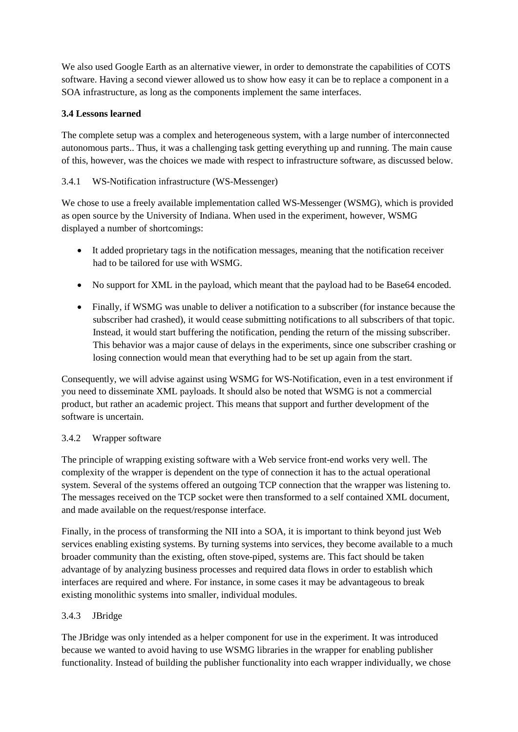We also used Google Earth as an alternative viewer, in order to demonstrate the capabilities of COTS software. Having a second viewer allowed us to show how easy it can be to replace a component in a SOA infrastructure, as long as the components implement the same interfaces.

### 3.4 Lessons learned

The complete setup was a complex and heterogeneous system, with a large number of interconnected autonomous parts.. Thus, it was a challenging task getting everything up and running. The main cause of this, however, was the choices we made with respect to infrastructure software, as discussed below.

#### 3.4.1 WS-Notification infrastructure (WS-Messenger)

We chose to use a freely available implementation called WS-Messenger (WSMG), which is provided as open source by the University of Indiana. When used in the experiment, however, WSMG displayed a number of shortcomings:

- It added proprietary tags in the notification messages, meaning that the notification receiver had to be tailored for use with WSMG.
- No support for XML in the payload, which meant that the payload had to be Base64 encoded.
- Finally, if WSMG was unable to deliver a notification to a subscriber (for instance because the subscriber had crashed), it would cease submitting notifications to all subscribers of that topic. Instead, it would start buffering the notification, pending the return of the missing subscriber. This behavior was a major cause of delays in the experiments, since one subscriber crashing or losing connection would mean that everything had to be set up again from the start.

Consequently, we will advise against using WSMG for WS-Notification, even in a test environment if you need to disseminate XML payloads. It should also be noted that WSMG is not a commercial product, but rather an academic project. This means that support and further development of the software is uncertain.

#### 3.4.2 Wrapper software

The principle of wrapping existing software with a Web service front-end works very well. The complexity of the wrapper is dependent on the type of connection it has to the actual operational system. Several of the systems offered an outgoing TCP connection that the wrapper was listening to. The messages received on the TCP socket were then transformed to a self contained XML document, and made available on the request/response interface.

Finally, in the process of transforming the NII into a SOA, it is important to think beyond just Web services enabling existing systems. By turning systems into services, they become available to a much broader community than the existing, often stove-piped, systems are. This fact should be taken advantage of by analyzing business processes and required data flows in order to establish which interfaces are required and where. For instance, in some cases it may be advantageous to break existing monolithic systems into smaller, individual modules.

#### 3.4.3 JBridge

The JBridge was only intended as a helper component for use in the experiment. It was introduced because we wanted to avoid having to use WSMG libraries in the wrapper for enabling publisher functionality. Instead of building the publisher functionality into each wrapper individually, we chose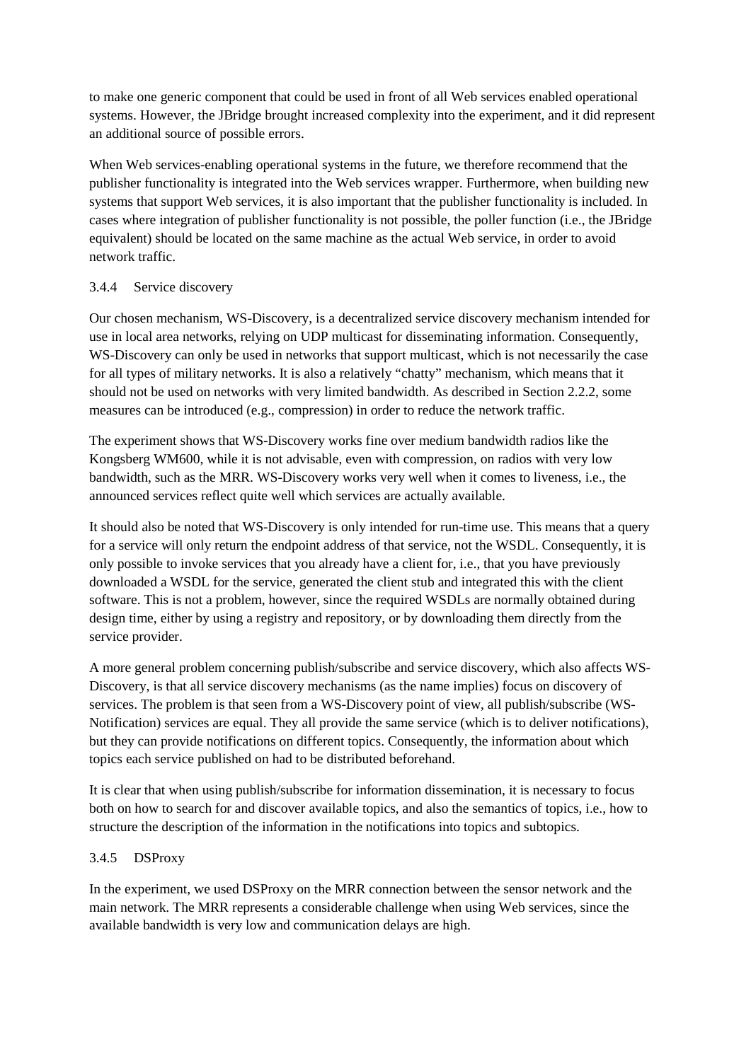to make one generic component that could be used in front of all Web services enabled operational systems. However, the JBridge brought increased complexity into the experiment, and it did represent an additional source of possible errors.

When Web services-enabling operational systems in the future, we therefore recommend that the publisher functionality is integrated into the Web services wrapper. Furthermore, when building new systems that support Web services, it is also important that the publisher functionality is included. In cases where integration of publisher functionality is not possible, the poller function (i.e., the JBridge equivalent) should be located on the same machine as the actual Web service, in order to avoid network traffic.

### 3.4.4 Service discovery

Our chosen mechanism, WS-Discovery, is a decentralized service discovery mechanism intended for use in local area networks, relying on UDP multicast for disseminating information. Consequently, WS-Discovery can only be used in networks that support multicast, which is not necessarily the case for all types of military networks. It is also a relatively "chatty" mechanism, which means that it should not be used on networks with very limited bandwidth. As described in Section 2.2.2, some measures can be introduced (e.g., compression) in order to reduce the network traffic.

The experiment shows that WS-Discovery works fine over medium bandwidth radios like the Kongsberg WM600, while it is not advisable, even with compression, on radios with very low bandwidth, such as the MRR. WS-Discovery works very well when it comes to liveness, i.e., the announced services reflect quite well which services are actually available.

It should also be noted that WS-Discovery is only intended for run-time use. This means that a query for a service will only return the endpoint address of that service, not the WSDL. Consequently, it is only possible to invoke services that you already have a client for, i.e., that you have previously downloaded a WSDL for the service, generated the client stub and integrated this with the client software. This is not a problem, however, since the required WSDLs are normally obtained during design time, either by using a registry and repository, or by downloading them directly from the service provider.

A more general problem concerning publish/subscribe and service discovery, which also affects WS-Discovery, is that all service discovery mechanisms (as the name implies) focus on discovery of services. The problem is that seen from a WS-Discovery point of view, all publish/subscribe (WS-Notification) services are equal. They all provide the same service (which is to deliver notifications), but they can provide notifications on different topics. Consequently, the information about which topics each service published on had to be distributed beforehand.

It is clear that when using publish/subscribe for information dissemination, it is necessary to focus both on how to search for and discover available topics, and also the semantics of topics, i.e., how to structure the description of the information in the notifications into topics and subtopics.

### 3.4.5 DSProxy

In the experiment, we used DSProxy on the MRR connection between the sensor network and the main network. The MRR represents a considerable challenge when using Web services, since the available bandwidth is very low and communication delays are high.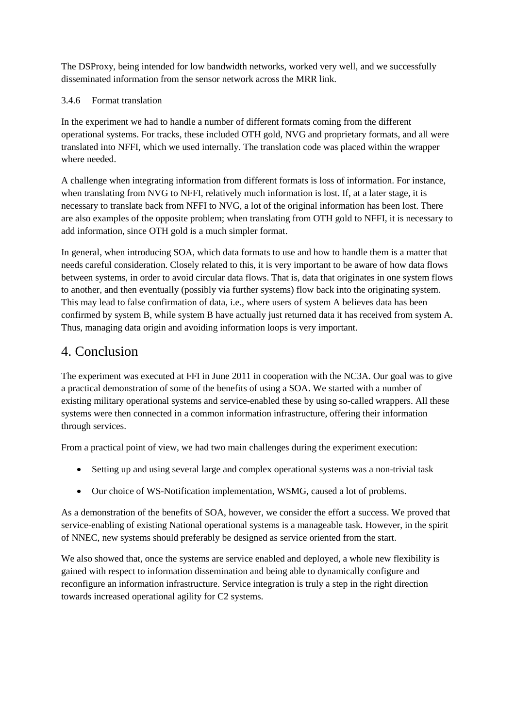The DSProxy, being intended for low bandwidth networks, worked very well, and we successfully disseminated information from the sensor network across the MRR link.

### 3.4.6 Format translation

In the experiment we had to handle a number of different formats coming from the different operational systems. For tracks, these included OTH gold, NVG and proprietary formats, and all were translated into NFFI, which we used internally. The translation code was placed within the wrapper where needed.

A challenge when integrating information from different formats is loss of information. For instance, when translating from NVG to NFFI, relatively much information is lost. If, at a later stage, it is necessary to translate back from NFFI to NVG, a lot of the original information has been lost. There are also examples of the opposite problem; when translating from OTH gold to NFFI, it is necessary to add information, since OTH gold is a much simpler format.

In general, when introducing SOA, which data formats to use and how to handle them is a matter that needs careful consideration. Closely related to this, it is very important to be aware of how data flows between systems, in order to avoid circular data flows. That is, data that originates in one system flows to another, and then eventually (possibly via further systems) flow back into the originating system. This may lead to false confirmation of data, i.e., where users of system A believes data has been confirmed by system B, while system B have actually just returned data it has received from system A. Thus, managing data origin and avoiding information loops is very important.

# 4. Conclusion

The experiment was executed at FFI in June 2011 in cooperation with the NC3A. Our goal was to give a practical demonstration of some of the benefits of using a SOA. We started with a number of existing military operational systems and service-enabled these by using so-called wrappers. All these systems were then connected in a common information infrastructure, offering their information through services.

From a practical point of view, we had two main challenges during the experiment execution:

- Setting up and using several large and complex operational systems was a non-trivial task
- Our choice of WS-Notification implementation, WSMG, caused a lot of problems.

As a demonstration of the benefits of SOA, however, we consider the effort a success. We proved that service-enabling of existing National operational systems is a manageable task. However, in the spirit of NNEC, new systems should preferably be designed as service oriented from the start.

We also showed that, once the systems are service enabled and deployed, a whole new flexibility is gained with respect to information dissemination and being able to dynamically configure and reconfigure an information infrastructure. Service integration is truly a step in the right direction towards increased operational agility for C2 systems.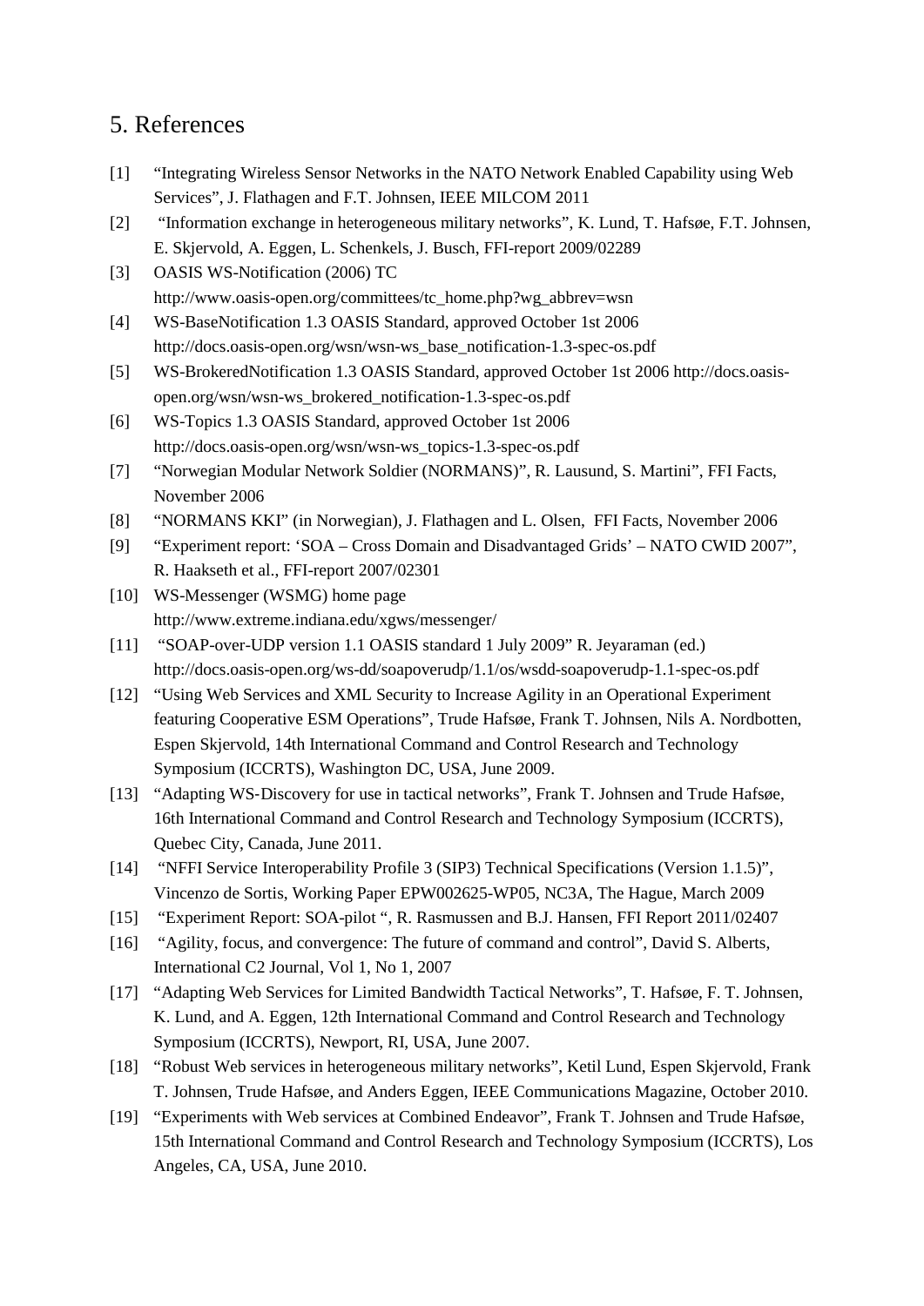# 5. References

[1] "Integrating Wireless Sensor Networks in the NATO Network Enabled Capability using Web Services", J. Flathagen and F.T. Johnsen, IEEE MILCOM 2011

[2] "Information exchange in heterogeneous military networks", K. Lund, T. Hafsøe, F.T. Johnsen, E. Skjervold, A. Eggen, L. Schenkels, J. Busch, FFI-report 2009/02289

[3] OASIS WS-Notification (2006) TC http://www.oasis-open.org/committees/tc_home.php?wg_abbrev=wsn

[4] WS-BaseNotification 1.3 OASIS Standard, approved October 1st 2006 http://docs.oasis-open.org/wsn/wsn-ws_base_notification-1.3-spec-os.pdf

[5] WS-BrokeredNotification 1.3 OASIS Standard, approved October 1st 2006 http://docs.oasis-open.org/wsn/wsn-ws_brokered_notification-1.3-spec-os.pdf

[6] WS-Topics 1.3 OASIS Standard, approved October 1st 2006 http://docs.oasis-open.org/wsn/wsn-ws_topics-1.3-spec-os.pdf

[7] "Norwegian Modular Network Soldier (NORMANS)", R. Lausund, S. Martini", FFI Facts, November 2006

[8] "NORMANS KKI" (in Norwegian), J. Flathagen and L. Olsen, FFI Facts, November 2006

[9] "Experiment report: 'SOA – Cross Domain and Disadvantaged Grids' – NATO CWID 2007", R. Haakseth et al., FFI-report 2007/02301

[10] WS-Messenger (WSMG) home page http://www.extreme.indiana.edu/xgws/messenger/

[11] "SOAP-over-UDP version 1.1 OASIS standard 1 July 2009" R. Jeyaraman (ed.) http://docs.oasis-open.org/ws-dd/soapoverudp/1.1/os/wsdd-soapoverudp-1.1-spec-os.pdf

[12] "Using Web Services and XML Security to Increase Agility in an Operational Experiment featuring Cooperative ESM Operations", Trude Hafsøe, Frank T. Johnsen, Nils A. Nordbotten, Espen Skjervold, 14th International Command and Control Research and Technology Symposium (ICCRTS), Washington DC, USA, June 2009.

[13] "Adapting WS-Discovery for use in tactical networks", Frank T. Johnsen and Trude Hafsøe, 16th International Command and Control Research and Technology Symposium (ICCRTS), Quebec City, Canada, June 2011.

[14] "NFFI Service Interoperability Profile 3 (SIP3) Technical Specifications (Version 1.1.5)", Vincenzo de Sortis, Working Paper EPW002625-WP05, NC3A, The Hague, March 2009

[15] "Experiment Report: SOA-pilot ", R. Rasmussen and B.J. Hansen, FFI Report 2011/02407

[16] "Agility, focus, and convergence: The future of command and control", David S. Alberts, International C2 Journal, Vol 1, No 1, 2007

[17] "Adapting Web Services for Limited Bandwidth Tactical Networks", T. Hafsøe, F. T. Johnsen, K. Lund, and A. Eggen, 12th International Command and Control Research and Technology Symposium (ICCRTS), Newport, RI, USA, June 2007.

[18] "Robust Web services in heterogeneous military networks", Ketil Lund, Espen Skjervold, Frank T. Johnsen, Trude Hafsøe, and Anders Eggen, IEEE Communications Magazine, October 2010.

[19] "Experiments with Web services at Combined Endeavor", Frank T. Johnsen and Trude Hafsøe, 15th International Command and Control Research and Technology Symposium (ICCRTS), Los Angeles, CA, USA, June 2010.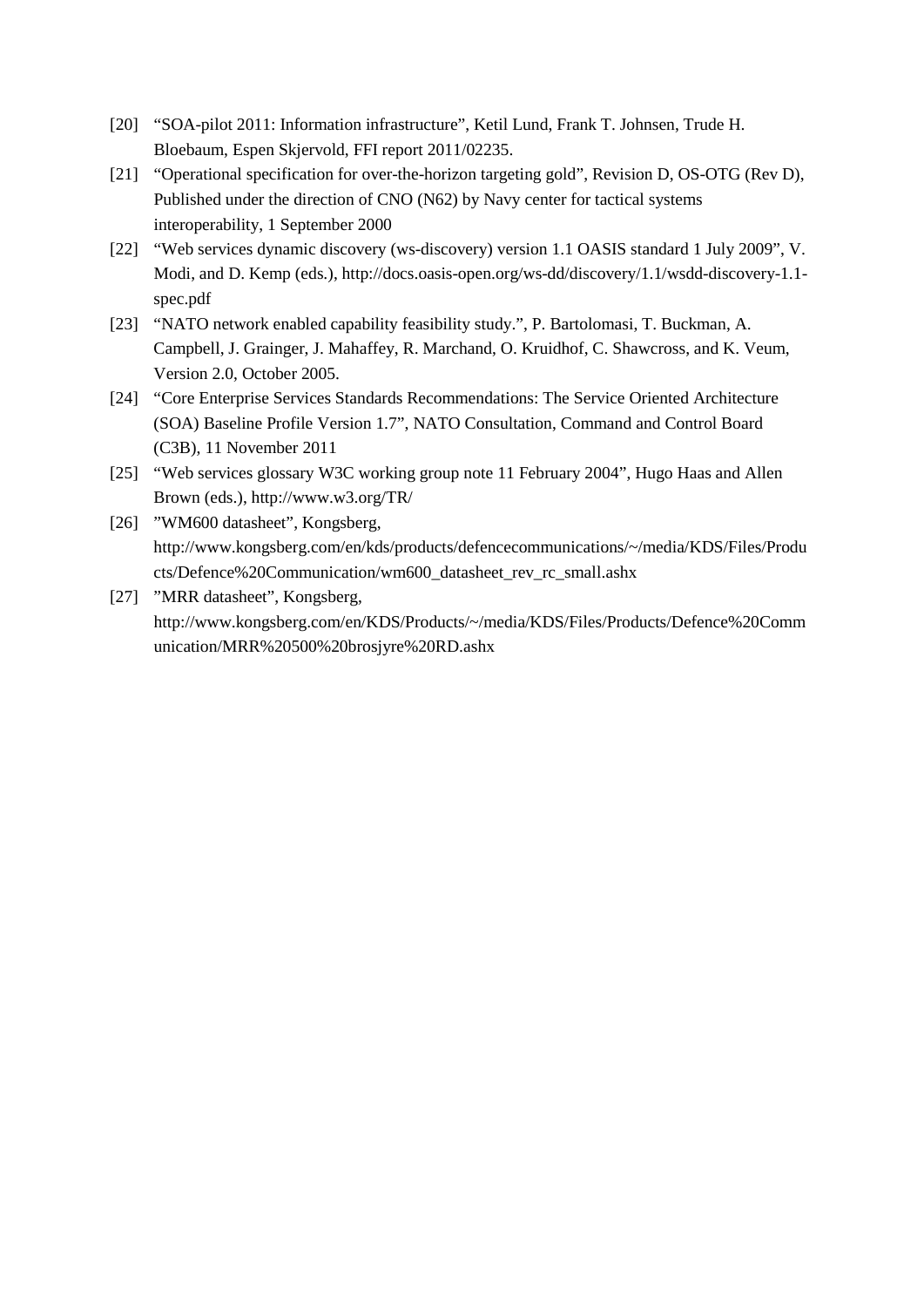[20] “SOA-pilot 2011: Information infrastructure”, Ketil Lund, Frank T. Johnsen, Trude H. Bloebaum, Espen Skjervold, FFI report 2011/02235.

[21] “Operational specification for over-the-horizon targeting gold”, Revision D, OS-OTG (Rev D), Published under the direction of CNO (N62) by Navy center for tactical systems interoperability, 1 September 2000

[22] “Web services dynamic discovery (ws-discovery) version 1.1 OASIS standard 1 July 2009”, V. Modi, and D. Kemp (eds.), http://docs.oasis-open.org/ws-dd/discovery/1.1/wsdd-discovery-1.1-spec.pdf

[23] “NATO network enabled capability feasibility study.”, P. Bartolomasi, T. Buckman, A. Campbell, J. Grainger, J. Mahaffey, R. Marchand, O. Kruidhof, C. Shawcross, and K. Veum, Version 2.0, October 2005.

[24] “Core Enterprise Services Standards Recommendations: The Service Oriented Architecture (SOA) Baseline Profile Version 1.7”, NATO Consultation, Command and Control Board (C3B), 11 November 2011

[25] “Web services glossary W3C working group note 11 February 2004”, Hugo Haas and Allen Brown (eds.), http://www.w3.org/TR/

[26] ”WM600 datasheet”, Kongsberg, http://www.kongsberg.com/en/kds/products/defencecommunications/~/media/KDS/Files/Products/Defence%20Communication/wm600_datasheet_rev_rc_small.ashx

[27] ”MRR datasheet”, Kongsberg, http://www.kongsberg.com/en/KDS/Products/~/media/KDS/Files/Products/Defence%20Communication/MRR%20500%20brosjyre%20RD.ashx